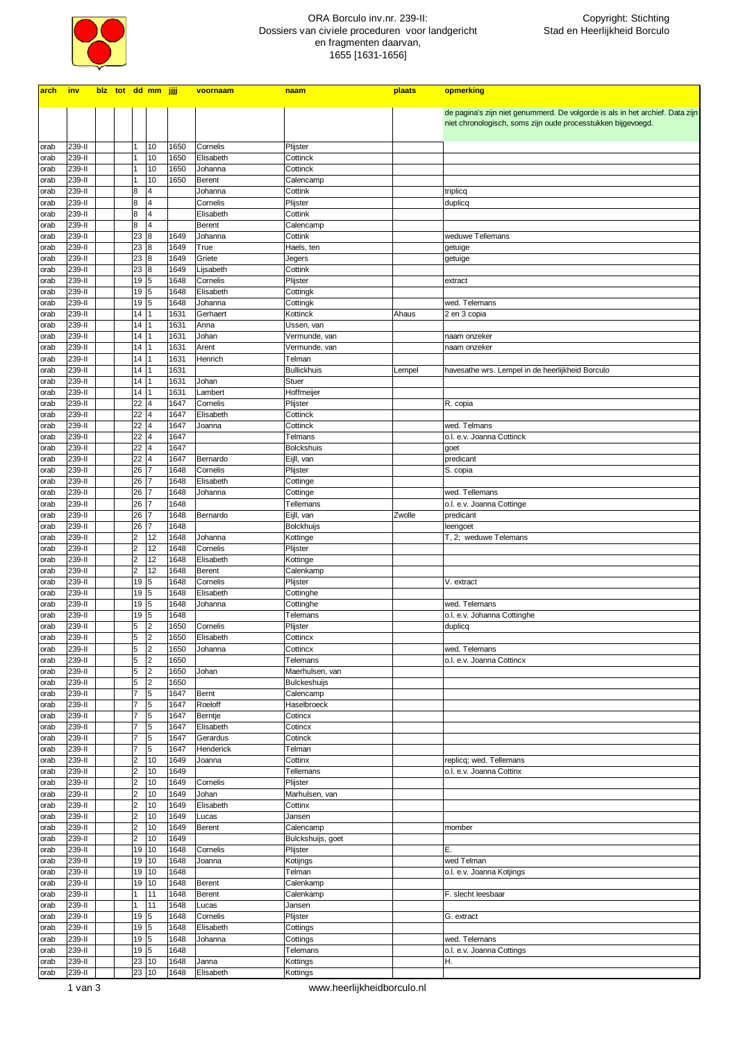ORA Borculo inv.nr. 239-II:
Dossiers van civiele proceduren voor landgericht
en fragmenten daarvan,
1655 [1631-1656]

Copyright: Stichting
Stad en Heerlijkheid Borculo

| arch | inv | blz | tot | dd | mm | jjjj | voornaam | naam | plaats | opmerking |
|---|---|---|---|---|---|---|---|---|---|---|
| | | | | | | | | | | de pagina's zijn niet genummerd. De volgorde is als in het archief. Data zijn niet chronologisch, soms zijn oude processtukken bijgevoegd. |
| orab | 239-II | | | 1 | 10 | 1650 | Cornelis | Plijster | | |
| orab | 239-II | | | 1 | 10 | 1650 | Elisabeth | Cottinck | | |
| orab | 239-II | | | 1 | 10 | 1650 | Johanna | Cottinck | | |
| orab | 239-II | | | 1 | 10 | 1650 | Berent | Calencamp | | |
| orab | 239-II | | | 8 | 4 | | Johanna | Cottink | | triplicq |
| orab | 239-II | | | 8 | 4 | | Cornelis | Plijster | | duplicq |
| orab | 239-II | | | 8 | 4 | | Elisabeth | Cottink | | |
| orab | 239-II | | | 8 | 4 | | Berent | Calencamp | | |
| orab | 239-II | | | 23 | 8 | 1649 | Johanna | Cottink | | weduwe Tellemans |
| orab | 239-II | | | 23 | 8 | 1649 | True | Haels, ten | | getuige |
| orab | 239-II | | | 23 | 8 | 1649 | Griete | Jegers | | getuige |
| orab | 239-II | | | 23 | 8 | 1649 | Lijsabeth | Cottink | | |
| orab | 239-II | | | 19 | 5 | 1648 | Cornelis | Plijster | | extract |
| orab | 239-II | | | 19 | 5 | 1648 | Elisabeth | Cottingk | | |
| orab | 239-II | | | 19 | 5 | 1648 | Johanna | Cottingk | | wed. Telemans |
| orab | 239-II | | | 14 | 1 | 1631 | Gerhaert | Kottinck | Ahaus | 2 en 3 copia |
| orab | 239-II | | | 14 | 1 | 1631 | Anna | Ussen, van | | |
| orab | 239-II | | | 14 | 1 | 1631 | Johan | Vermunde, van | | naam onzeker |
| orab | 239-II | | | 14 | 1 | 1631 | Arent | Vermunde, van | | naam onzeker |
| orab | 239-II | | | 14 | 1 | 1631 | Henrich | Telman | | |
| orab | 239-II | | | 14 | 1 | 1631 | | Bullickhuis | Lempel | havesathe wrs. Lempel in de heerlijkheid Borculo |
| orab | 239-II | | | 14 | 1 | 1631 | Johan | Stuer | | |
| orab | 239-II | | | 14 | 1 | 1631 | Lambert | Hoffmeijer | | |
| orab | 239-II | | | 22 | 4 | 1647 | Cornelis | Plijster | | R. copia |
| orab | 239-II | | | 22 | 4 | 1647 | Elisabeth | Cottinck | | |
| orab | 239-II | | | 22 | 4 | 1647 | Joanna | Cottinck | | wed. Telmans |
| orab | 239-II | | | 22 | 4 | 1647 | | Telmans | | o.l. e.v. Joanna Cottinck |
| orab | 239-II | | | 22 | 4 | 1647 | | Bolckshuis | | goet |
| orab | 239-II | | | 22 | 4 | 1647 | Bernardo | Eijll, van | | predicant |
| orab | 239-II | | | 26 | 7 | 1648 | Cornelis | Plijster | | S. copia |
| orab | 239-II | | | 26 | 7 | 1648 | Elisabeth | Cottinge | | |
| orab | 239-II | | | 26 | 7 | 1648 | Johanna | Cottinge | | wed. Tellemans |
| orab | 239-II | | | 26 | 7 | 1648 | | Tellemans | | o.l. e.v. Joanna Cottinge |
| orab | 239-II | | | 26 | 7 | 1648 | Bernardo | Eijll, van | Zwolle | predicant |
| orab | 239-II | | | 26 | 7 | 1648 | | Bolckhuijs | | leengoet |
| orab | 239-II | | | 2 | 12 | 1648 | Johanna | Kottinge | | T, 2; weduwe Telemans |
| orab | 239-II | | | 2 | 12 | 1648 | Cornelis | Plijster | | |
| orab | 239-II | | | 2 | 12 | 1648 | Elisabeth | Kottinge | | |
| orab | 239-II | | | 2 | 12 | 1648 | Berent | Calenkamp | | |
| orab | 239-II | | | 19 | 5 | 1648 | Cornelis | Plijster | | V. extract |
| orab | 239-II | | | 19 | 5 | 1648 | Elisabeth | Cottinghe | | |
| orab | 239-II | | | 19 | 5 | 1648 | Johanna | Cottinghe | | wed. Telemans |
| orab | 239-II | | | 19 | 5 | 1648 | | Telemans | | o.l. e.v. Johanna Cottinghe |
| orab | 239-II | | | 5 | 2 | 1650 | Cornelis | Plijster | | duplicq |
| orab | 239-II | | | 5 | 2 | 1650 | Elisabeth | Cottincx | | |
| orab | 239-II | | | 5 | 2 | 1650 | Johanna | Cottincx | | wed. Telemans |
| orab | 239-II | | | 5 | 2 | 1650 | | Telemans | | o.l. e.v. Joanna Cottincx |
| orab | 239-II | | | 5 | 2 | 1650 | Johan | Maerhulsen, van | | |
| orab | 239-II | | | 5 | 2 | 1650 | | Bulckeshuijs | | |
| orab | 239-II | | | 7 | 5 | 1647 | Bernt | Calencamp | | |
| orab | 239-II | | | 7 | 5 | 1647 | Roeloff | Haselbroeck | | |
| orab | 239-II | | | 7 | 5 | 1647 | Berntje | Cotincx | | |
| orab | 239-II | | | 7 | 5 | 1647 | Elisabeth | Cotincx | | |
| orab | 239-II | | | 7 | 5 | 1647 | Gerardus | Cotinck | | |
| orab | 239-II | | | 7 | 5 | 1647 | Henderick | Telman | | |
| orab | 239-II | | | 2 | 10 | 1649 | Joanna | Cottinx | | replicq; wed. Tellemans |
| orab | 239-II | | | 2 | 10 | 1649 | | Tellemans | | o.l. e.v. Joanna Cottinx |
| orab | 239-II | | | 2 | 10 | 1649 | Cornelis | Plijster | | |
| orab | 239-II | | | 2 | 10 | 1649 | Johan | Marhulsen, van | | |
| orab | 239-II | | | 2 | 10 | 1649 | Elisabeth | Cottinx | | |
| orab | 239-II | | | 2 | 10 | 1649 | Lucas | Jansen | | |
| orab | 239-II | | | 2 | 10 | 1649 | Berent | Calencamp | | momber |
| orab | 239-II | | | 2 | 10 | 1649 | | Bulckshuijs, goet | | |
| orab | 239-II | | | 19 | 10 | 1648 | Cornelis | Plijster | | E. |
| orab | 239-II | | | 19 | 10 | 1648 | Joanna | Kotijngs | | wed Telman |
| orab | 239-II | | | 19 | 10 | 1648 | | Telman | | o.l. e.v. Joanna Kotjings |
| orab | 239-II | | | 19 | 10 | 1648 | Berent | Calenkamp | | |
| orab | 239-II | | | 1 | 11 | 1648 | Berent | Calenkamp | | F. slecht leesbaar |
| orab | 239-II | | | 1 | 11 | 1648 | Lucas | Jansen | | |
| orab | 239-II | | | 19 | 5 | 1648 | Cornelis | Plijster | | G. extract |
| orab | 239-II | | | 19 | 5 | 1648 | Elisabeth | Cottings | | |
| orab | 239-II | | | 19 | 5 | 1648 | Johanna | Cottings | | wed. Telemans |
| orab | 239-II | | | 19 | 5 | 1648 | | Telemans | | o.l. e.v. Joanna Cottings |
| orab | 239-II | | | 23 | 10 | 1648 | Janna | Kottings | | H. |
| orab | 239-II | | | 23 | 10 | 1648 | Elisabeth | Kottings | | |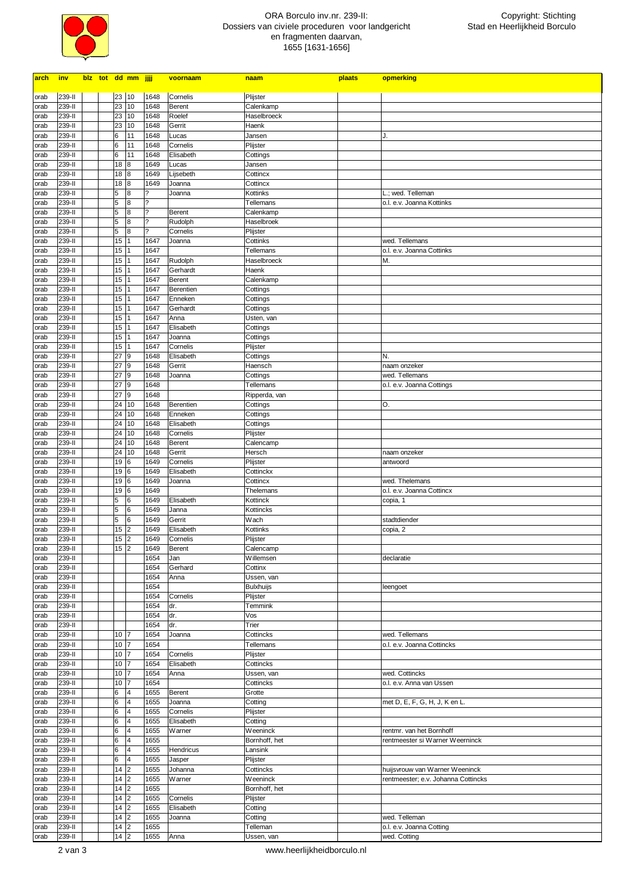ORA Borculo inv.nr. 239-II:
Dossiers van civiele proceduren voor landgericht
en fragmenten daarvan,
1655 [1631-1656]

Copyright: Stichting
Stad en Heerlijkheid Borculo

| arch | inv | blz | tot | dd | mm | jjjj | voornaam | naam | plaats | opmerking |
|---|---|---|---|---|---|---|---|---|---|---|
| orab | 239-II | | | 23 | 10 | 1648 | Cornelis | Plijster | | |
| orab | 239-II | | | 23 | 10 | 1648 | Berent | Calenkamp | | |
| orab | 239-II | | | 23 | 10 | 1648 | Roelef | Haselbroeck | | |
| orab | 239-II | | | 23 | 10 | 1648 | Gerrit | Haenk | | |
| orab | 239-II | | | 6 | 11 | 1648 | Lucas | Jansen | | J. |
| orab | 239-II | | | 6 | 11 | 1648 | Cornelis | Plijster | | |
| orab | 239-II | | | 6 | 11 | 1648 | Elisabeth | Cottings | | |
| orab | 239-II | | | 18 | 8 | 1649 | Lucas | Jansen | | |
| orab | 239-II | | | 18 | 8 | 1649 | Lijsebeth | Cottincx | | |
| orab | 239-II | | | 18 | 8 | 1649 | Joanna | Cottincx | | |
| orab | 239-II | | | 5 | 8 | ? | Joanna | Kottinks | | L.; wed. Telleman |
| orab | 239-II | | | 5 | 8 | ? | | Tellemans | | o.l. e.v. Joanna Kottinks |
| orab | 239-II | | | 5 | 8 | ? | Berent | Calenkamp | | |
| orab | 239-II | | | 5 | 8 | ? | Rudolph | Haselbroek | | |
| orab | 239-II | | | 5 | 8 | ? | Cornelis | Plijster | | |
| orab | 239-II | | | 15 | 1 | 1647 | Joanna | Cottinks | | wed. Tellemans |
| orab | 239-II | | | 15 | 1 | 1647 | | Tellemans | | o.l. e.v. Joanna Cottinks |
| orab | 239-II | | | 15 | 1 | 1647 | Rudolph | Haselbroeck | | M. |
| orab | 239-II | | | 15 | 1 | 1647 | Gerhardt | Haenk | | |
| orab | 239-II | | | 15 | 1 | 1647 | Berent | Calenkamp | | |
| orab | 239-II | | | 15 | 1 | 1647 | Berentien | Cottings | | |
| orab | 239-II | | | 15 | 1 | 1647 | Enneken | Cottings | | |
| orab | 239-II | | | 15 | 1 | 1647 | Gerhardt | Cottings | | |
| orab | 239-II | | | 15 | 1 | 1647 | Anna | Usten, van | | |
| orab | 239-II | | | 15 | 1 | 1647 | Elisabeth | Cottings | | |
| orab | 239-II | | | 15 | 1 | 1647 | Joanna | Cottings | | |
| orab | 239-II | | | 15 | 1 | 1647 | Cornelis | Plijster | | |
| orab | 239-II | | | 27 | 9 | 1648 | Elisabeth | Cottings | | N. |
| orab | 239-II | | | 27 | 9 | 1648 | Gerrit | Haensch | | naam onzeker |
| orab | 239-II | | | 27 | 9 | 1648 | Joanna | Cottings | | wed. Tellemans |
| orab | 239-II | | | 27 | 9 | 1648 | | Tellemans | | o.l. e.v. Joanna Cottings |
| orab | 239-II | | | 27 | 9 | 1648 | | Ripperda, van | | |
| orab | 239-II | | | 24 | 10 | 1648 | Berentien | Cottings | | O. |
| orab | 239-II | | | 24 | 10 | 1648 | Enneken | Cottings | | |
| orab | 239-II | | | 24 | 10 | 1648 | Elisabeth | Cottings | | |
| orab | 239-II | | | 24 | 10 | 1648 | Cornelis | Plijster | | |
| orab | 239-II | | | 24 | 10 | 1648 | Berent | Calencamp | | |
| orab | 239-II | | | 24 | 10 | 1648 | Gerrit | Hersch | | naam onzeker |
| orab | 239-II | | | 19 | 6 | 1649 | Cornelis | Plijster | | antwoord |
| orab | 239-II | | | 19 | 6 | 1649 | Elisabeth | Cottinckx | | |
| orab | 239-II | | | 19 | 6 | 1649 | Joanna | Cottincx | | wed. Thelemans |
| orab | 239-II | | | 19 | 6 | 1649 | | Thelemans | | o.l. e.v. Joanna Cottincx |
| orab | 239-II | | | 5 | 6 | 1649 | Elisabeth | Kottinck | | copia, 1 |
| orab | 239-II | | | 5 | 6 | 1649 | Janna | Kottincks | | |
| orab | 239-II | | | 5 | 6 | 1649 | Gerrit | Wach | | stadtdiender |
| orab | 239-II | | | 15 | 2 | 1649 | Elisabeth | Kottinks | | copia, 2 |
| orab | 239-II | | | 15 | 2 | 1649 | Cornelis | Plijster | | |
| orab | 239-II | | | 15 | 2 | 1649 | Berent | Calencamp | | |
| orab | 239-II | | | | | 1654 | Jan | Willemsen | | declaratie |
| orab | 239-II | | | | | 1654 | Gerhard | Cottinx | | |
| orab | 239-II | | | | | 1654 | Anna | Ussen, van | | |
| orab | 239-II | | | | | 1654 | | Bulxhuijs | | leengoet |
| orab | 239-II | | | | | 1654 | Cornelis | Plijster | | |
| orab | 239-II | | | | | 1654 | dr. | Temmink | | |
| orab | 239-II | | | | | 1654 | dr. | Vos | | |
| orab | 239-II | | | | | 1654 | dr. | Trier | | |
| orab | 239-II | | | 10 | 7 | 1654 | Joanna | Cottincks | | wed. Tellemans |
| orab | 239-II | | | 10 | 7 | 1654 | | Tellemans | | o.l. e.v. Joanna Cottincks |
| orab | 239-II | | | 10 | 7 | 1654 | Cornelis | Plijster | | |
| orab | 239-II | | | 10 | 7 | 1654 | Elisabeth | Cottincks | | |
| orab | 239-II | | | 10 | 7 | 1654 | Anna | Ussen, van | | wed. Cottincks |
| orab | 239-II | | | 10 | 7 | 1654 | | Cottincks | | o.l. e.v. Anna van Ussen |
| orab | 239-II | | | 6 | 4 | 1655 | Berent | Grotte | | |
| orab | 239-II | | | 6 | 4 | 1655 | Joanna | Cotting | | met D, E, F, G, H, J, K en L. |
| orab | 239-II | | | 6 | 4 | 1655 | Cornelis | Plijster | | |
| orab | 239-II | | | 6 | 4 | 1655 | Elisabeth | Cotting | | |
| orab | 239-II | | | 6 | 4 | 1655 | Warner | Weeninck | | rentmr. van het Bornhoff |
| orab | 239-II | | | 6 | 4 | 1655 | | Bornhoff, het | | rentmeester si Warner Weerninck |
| orab | 239-II | | | 6 | 4 | 1655 | Hendricus | Lansink | | |
| orab | 239-II | | | 6 | 4 | 1655 | Jasper | Plijster | | |
| orab | 239-II | | | 14 | 2 | 1655 | Johanna | Cottincks | | huijsvrouw van Warner Weeninck |
| orab | 239-II | | | 14 | 2 | 1655 | Warner | Weeninck | | rentmeester; e.v. Johanna Cottincks |
| orab | 239-II | | | 14 | 2 | 1655 | | Bornhoff, het | | |
| orab | 239-II | | | 14 | 2 | 1655 | Cornelis | Plijster | | |
| orab | 239-II | | | 14 | 2 | 1655 | Elisabeth | Cotting | | |
| orab | 239-II | | | 14 | 2 | 1655 | Joanna | Cotting | | wed. Telleman |
| orab | 239-II | | | 14 | 2 | 1655 | | Telleman | | o.l. e.v. Joanna Cotting |
| orab | 239-II | | | 14 | 2 | 1655 | Anna | Ussen, van | | wed. Cotting |

www.heerlijkheidborculo.nl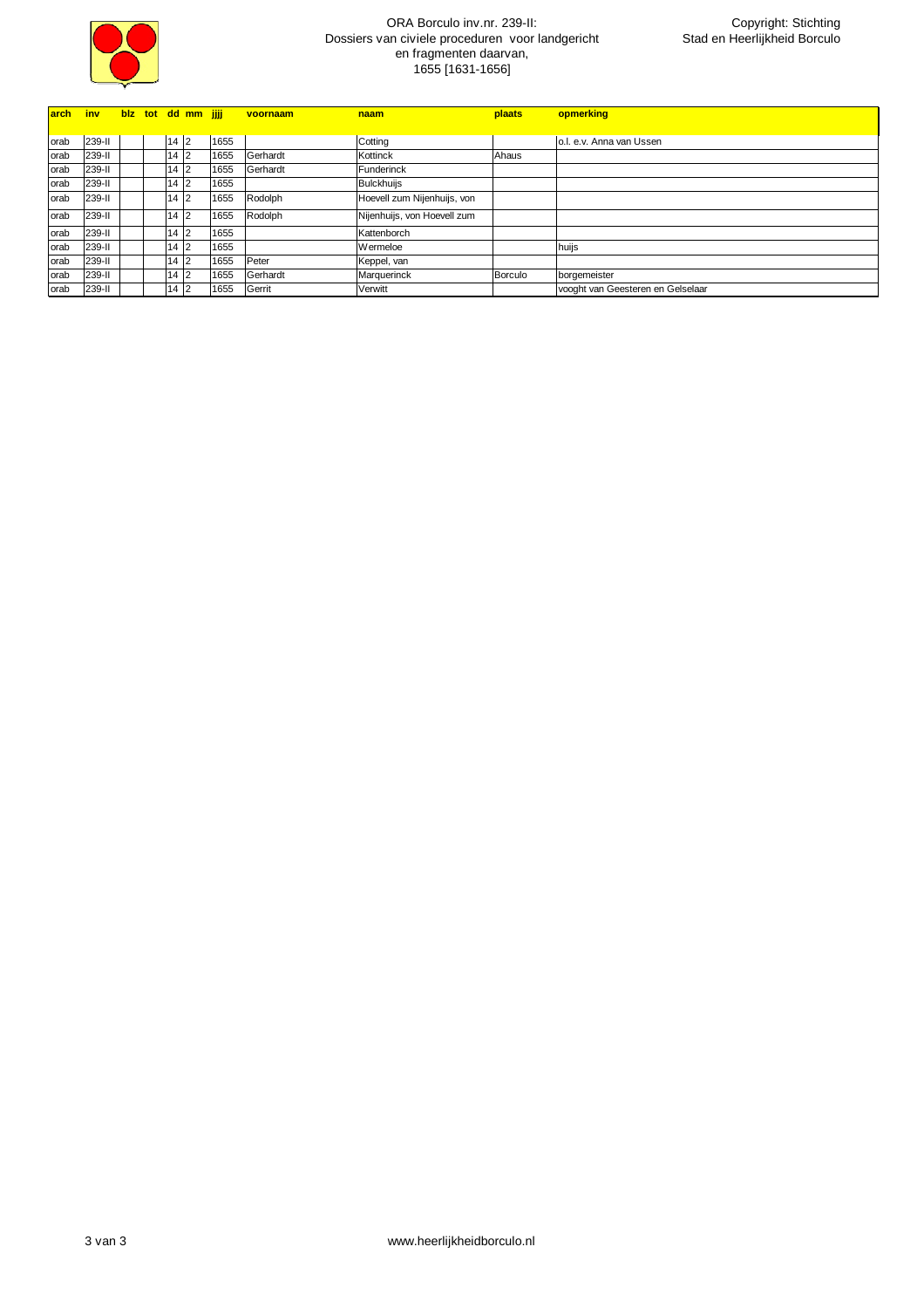ORA Borculo inv.nr. 239-II:
Dossiers van civiele proceduren voor landgericht
en fragmenten daarvan,
1655 [1631-1656]

Copyright: Stichting
Stad en Heerlijkheid Borculo

| arch | inv | blz | tot | dd | mm | jjjj | voornaam | naam | plaats | opmerking |
|---|---|---|---|---|---|---|---|---|---|---|
| orab | 239-II | | | 14 | 2 | 1655 | | Cotting | | o.l. e.v. Anna van Ussen |
| orab | 239-II | | | 14 | 2 | 1655 | Gerhardt | Kottinck | Ahaus | |
| orab | 239-II | | | 14 | 2 | 1655 | Gerhardt | Funderinck | | |
| orab | 239-II | | | 14 | 2 | 1655 | | Bulckhuijs | | |
| orab | 239-II | | | 14 | 2 | 1655 | Rodolph | Hoevell zum Nijenhuijs, von | | |
| orab | 239-II | | | 14 | 2 | 1655 | Rodolph | Nijenhuijs, von Hoevell zum | | |
| orab | 239-II | | | 14 | 2 | 1655 | | Kattenborch | | |
| orab | 239-II | | | 14 | 2 | 1655 | | Wermeloe | | huijs |
| orab | 239-II | | | 14 | 2 | 1655 | Peter | Keppel, van | | |
| orab | 239-II | | | 14 | 2 | 1655 | Gerhardt | Marquerinck | Borculo | borgemeister |
| orab | 239-II | | | 14 | 2 | 1655 | Gerrit | Verwitt | | vooght van Geesteren en Gelselaar |

www.heerlijkheidborculo.nl